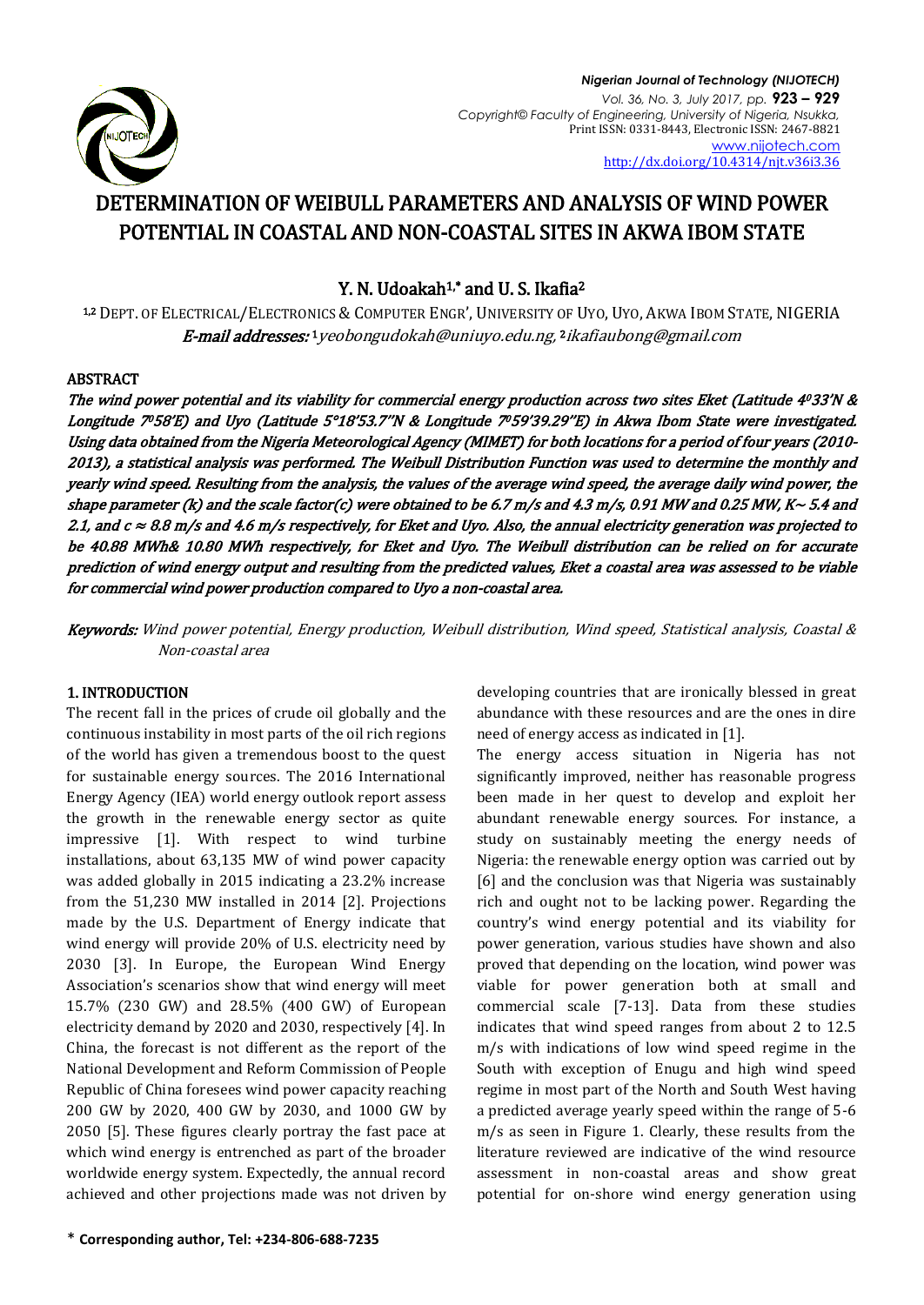# DETERMINATION OF WEIBULL PARAMETERS AND ANALYSIS OF WIND POWER POTENTIAL IN COASTAL AND NON-COASTAL SITES IN AKWA IBOM STATE

**Y. N. Udoakah[1,*] and U. S. Ikafia[2]**

[1,2] DEPT. OF ELECTRICAL/ELECTRONICS & COMPUTER ENGR', UNIVERSITY OF UYO, UYO, AKWA IBOM STATE, NIGERIA

*E-mail addresses:* [1]yeobongudokah@uniuyo.edu.ng, [2]ikafiaubong@gmail.com

### ABSTRACT

*The wind power potential and its viability for commercial energy production across two sites Eket (Latitude 4°33'N & Longitude 7°58'E) and Uyo (Latitude 5°18'53.7"N & Longitude 7°59'39.29"E) in Akwa Ibom State were investigated. Using data obtained from the Nigeria Meterological Agency (MIMET) for both locations for a period of four years (2010-2013), a statistical analysis was performed. The Weibull Distribution Function was used to determine the monthly and yearly wind speed. Resulting from the analysis, the values of the average wind speed, the average daily wind power, the shape parameter (k) and the scale factor(c) were obtained to be 6.7 m/s and 4.3 m/s, 0.91 MW and 0.25 MW, K~ 5.4 and 2.1, and c ≈ 8.8 m/s and 4.6 m/s respectively, for Eket and Uyo. Also, the annual electricity generation was projected to be 40.88 MWh& 10.80 MWh respectively, for Eket and Uyo. The Weibull distribution can be relied on for accurate prediction of wind energy output and resulting from the predicted values, Eket a coastal area was assessed to be viable for commercial wind power production compared to Uyo a non-coastal area.*

**Keywords:** *Wind power potential, Energy production, Weibull distribution, Wind speed, Statistical analysis, Coastal & Non-coastal area*

## 1. INTRODUCTION

The recent fall in the prices of crude oil globally and the continuous instability in most parts of the oil rich regions of the world has given a tremendous boost to the quest for sustainable energy sources. The 2016 International Energy Agency (IEA) world energy outlook report assess the growth in the renewable energy sector as quite impressive [1]. With respect to wind turbine installations, about 63,135 MW of wind power capacity was added globally in 2015 indicating a 23.2% increase from the 51,230 MW installed in 2014 [2]. Projections made by the U.S. Department of Energy indicate that wind energy will provide 20% of U.S. electricity need by 2030 [3]. In Europe, the European Wind Energy Association's scenarios show that wind energy will meet 15.7% (230 GW) and 28.5% (400 GW) of European electricity demand by 2020 and 2030, respectively [4]. In China, the forecast is not different as the report of the National Development and Reform Commission of People Republic of China foresees wind power capacity reaching 200 GW by 2020, 400 GW by 2030, and 1000 GW by 2050 [5]. These figures clearly portray the fast pace at which wind energy is entrenched as part of the broader worldwide energy system. Expectedly, the annual record achieved and other projections made was not driven by developing countries that are ironically blessed in great abundance with these resources and are the ones in dire need of energy access as indicated in [1].

The energy access situation in Nigeria has not significantly improved, neither has reasonable progress been made in her quest to develop and exploit her abundant renewable energy sources. For instance, a study on sustainably meeting the energy needs of Nigeria: the renewable energy option was carried out by [6] and the conclusion was that Nigeria was sustainably rich and ought not to be lacking power. Regarding the country's wind energy potential and its viability for power generation, various studies have shown and also proved that depending on the location, wind power was viable for power generation both at small and commercial scale [7-13]. Data from these studies indicates that wind speed ranges from about 2 to 12.5 m/s with indications of low wind speed regime in the South with exception of Enugu and high wind speed regime in most part of the North and South West having a predicted average yearly speed within the range of 5-6 m/s as seen in Figure 1. Clearly, these results from the literature reviewed are indicative of the wind resource assessment in non-coastal areas and show great potential for on-shore wind energy generation using

\* **Corresponding author, Tel: +234-806-688-7235**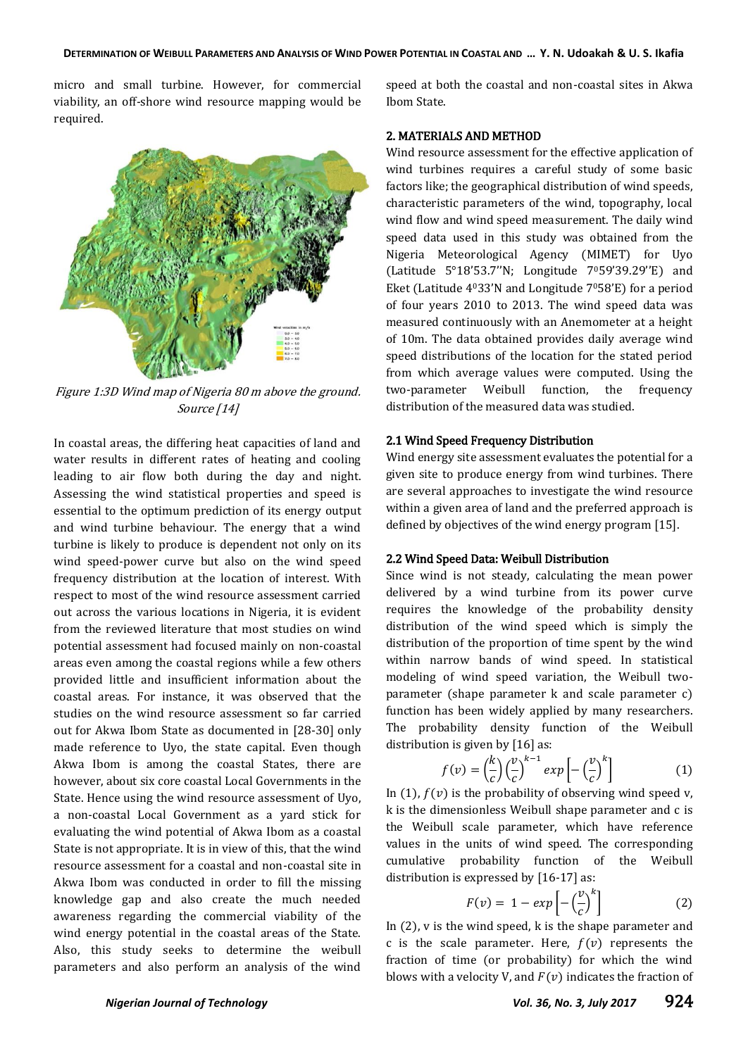micro and small turbine. However, for commercial viability, an off-shore wind resource mapping would be required.

*Figure 1:3D Wind map of Nigeria 80 m above the ground. Source [14]*

In coastal areas, the differing heat capacities of land and water results in different rates of heating and cooling leading to air flow both during the day and night. Assessing the wind statistical properties and speed is essential to the optimum prediction of its energy output and wind turbine behaviour. The energy that a wind turbine is likely to produce is dependent not only on its wind speed-power curve but also on the wind speed frequency distribution at the location of interest. With respect to most of the wind resource assessment carried out across the various locations in Nigeria, it is evident from the reviewed literature that most studies on wind potential assessment had focused mainly on non-coastal areas even among the coastal regions while a few others provided little and insufficient information about the coastal areas. For instance, it was observed that the studies on the wind resource assessment so far carried out for Akwa Ibom State as documented in [28-30] only made reference to Uyo, the state capital. Even though Akwa Ibom is among the coastal States, there are however, about six core coastal Local Governments in the State. Hence using the wind resource assessment of Uyo, a non-coastal Local Government as a yard stick for evaluating the wind potential of Akwa Ibom as a coastal State is not appropriate. It is in view of this, that the wind resource assessment for a coastal and non-coastal site in Akwa Ibom was conducted in order to fill the missing knowledge gap and also create the much needed awareness regarding the commercial viability of the wind energy potential in the coastal areas of the State. Also, this study seeks to determine the weibull parameters and also perform an analysis of the wind speed at both the coastal and non-coastal sites in Akwa Ibom State.

## 2. MATERIALS AND METHOD

Wind resource assessment for the effective application of wind turbines requires a careful study of some basic factors like; the geographical distribution of wind speeds, characteristic parameters of the wind, topography, local wind flow and wind speed measurement. The daily wind speed data used in this study was obtained from the Nigeria Meteorological Agency (MIMET) for Uyo (Latitude 5°18'53.7''N; Longitude 7°59'39.29''E) and Eket (Latitude 4°33'N and Longitude 7°58'E) for a period of four years 2010 to 2013. The wind speed data was measured continuously with an Anemometer at a height of 10m. The data obtained provides daily average wind speed distributions of the location for the stated period from which average values were computed. Using the two-parameter Weibull function, the frequency distribution of the measured data was studied.

### 2.1 Wind Speed Frequency Distribution

Wind energy site assessment evaluates the potential for a given site to produce energy from wind turbines. There are several approaches to investigate the wind resource within a given area of land and the preferred approach is defined by objectives of the wind energy program [15].

### 2.2 Wind Speed Data: Weibull Distribution

Since wind is not steady, calculating the mean power delivered by a wind turbine from its power curve requires the knowledge of the probability density distribution of the wind speed which is simply the distribution of the proportion of time spent by the wind within narrow bands of wind speed. In statistical modeling of wind speed variation, the Weibull two-parameter (shape parameter k and scale parameter c) function has been widely applied by many researchers. The probability density function of the Weibull distribution is given by [16] as:

$$f(v) = \left(\frac{k}{c}\right)\left(\frac{v}{c}\right)^{k-1} exp\left[-\left(\frac{v}{c}\right)^{k}\right] \tag{1}$$

In (1), $f(v)$ is the probability of observing wind speed v, k is the dimensionless Weibull shape parameter and c is the Weibull scale parameter, which have reference values in the units of wind speed. The corresponding cumulative probability function of the Weibull distribution is expressed by [16-17] as:

$$F(v) = 1 - exp\left[-\left(\frac{v}{c}\right)^{k}\right] \tag{2}$$

In (2), v is the wind speed, k is the shape parameter and c is the scale parameter. Here, $f(v)$ represents the fraction of time (or probability) for which the wind blows with a velocity V, and $F(v)$ indicates the fraction of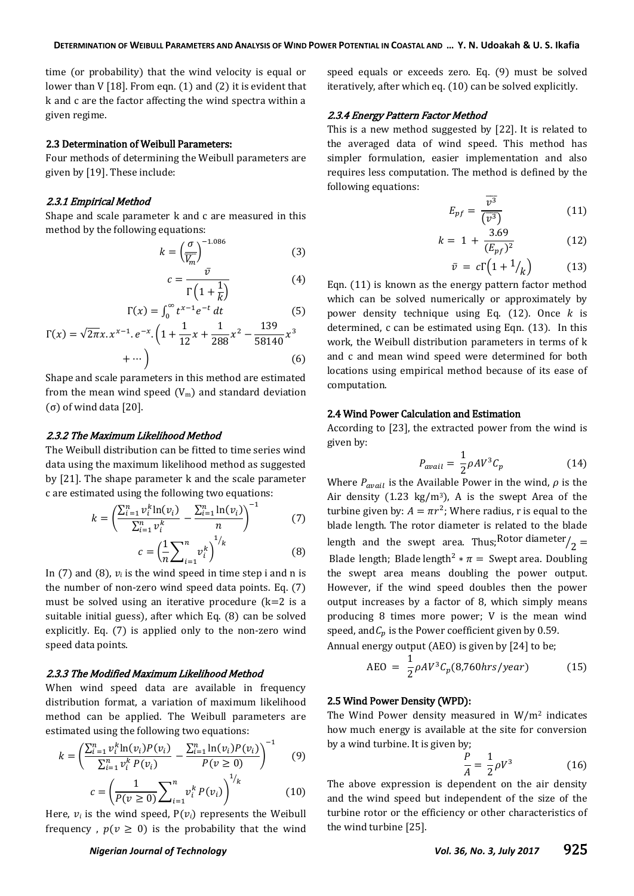time (or probability) that the wind velocity is equal or lower than V [18]. From eqn. (1) and (2) it is evident that k and c are the factor affecting the wind spectra within a given regime.

## 2.3 Determination of Weibull Parameters:

Four methods of determining the Weibull parameters are given by [19]. These include:

### *2.3.1 Empirical Method*

Shape and scale parameter k and c are measured in this method by the following equations:

$$k = \left(\frac{\sigma}{\overline{V_m}}\right)^{-1.086} \quad (3)$$

$$c = \frac{\bar{v}}{\Gamma\left(1 + \frac{1}{k}\right)} \quad (4)$$

$$\Gamma(x) = \int_0^\infty t^{x-1} e^{-t}\, dt \quad (5)$$

$$\Gamma(x) = \sqrt{2\pi x}.x^{x-1}.e^{-x}.\left(1 + \frac{1}{12}x + \frac{1}{288}x^2 - \frac{139}{58140}x^3 + \cdots\right) \quad (6)$$

Shape and scale parameters in this method are estimated from the mean wind speed ($V_m$) and standard deviation ($\sigma$) of wind data [20].

### *2.3.2 The Maximum Likelihood Method*

The Weibull distribution can be fitted to time series wind data using the maximum likelihood method as suggested by [21]. The shape parameter k and the scale parameter c are estimated using the following two equations:

$$k = \left(\frac{\sum_{i=1}^n v_i^k \ln(v_i)}{\sum_{i=1}^n v_i^k} - \frac{\sum_{i=1}^n \ln(v_i)}{n}\right)^{-1} \quad (7)$$

$$c = \left(\frac{1}{n}\sum_{i=1}^n v_i^k\right)^{1/k} \quad (8)$$

In (7) and (8), $v_i$ is the wind speed in time step i and n is the number of non-zero wind speed data points. Eq. (7) must be solved using an iterative procedure (k=2 is a suitable initial guess), after which Eq. (8) can be solved explicitly. Eq. (7) is applied only to the non-zero wind speed data points.

### *2.3.3 The Modified Maximum Likelihood Method*

When wind speed data are available in frequency distribution format, a variation of maximum likelihood method can be applied. The Weibull parameters are estimated using the following two equations:

$$k = \left(\frac{\sum_{i=1}^n v_i^k \ln(v_i) P(v_i)}{\sum_{i=1}^n v_i^k\, P(v_i)} - \frac{\sum_{i=1}^n \ln(v_i) P(v_i)}{P(v \geq 0)}\right)^{-1} \quad (9)$$

$$c = \left(\frac{1}{P(v \geq 0)}\sum_{i=1}^n v_i^k\, P(v_i)\right)^{1/k} \quad (10)$$

Here, $v_i$ is the wind speed, $P(v_i)$ represents the Weibull frequency , $p(v \geq 0)$ is the probability that the wind speed equals or exceeds zero. Eq. (9) must be solved iteratively, after which eq. (10) can be solved explicitly.

### *2.3.4 Energy Pattern Factor Method*

This is a new method suggested by [22]. It is related to the averaged data of wind speed. This method has simpler formulation, easier implementation and also requires less computation. The method is defined by the following equations:

$$E_{pf} = \frac{\overline{v^3}}{(\bar{v}^3)} \quad (11)$$

$$k = 1 + \frac{3.69}{(E_{pf})^2} \quad (12)$$

$$\bar{v} = c\Gamma\left(1 + {}^{1}/_{k}\right) \quad (13)$$

Eqn. (11) is known as the energy pattern factor method which can be solved numerically or approximately by power density technique using Eq. (12). Once $k$ is determined, c can be estimated using Eqn. (13). In this work, the Weibull distribution parameters in terms of k and c and mean wind speed were determined for both locations using empirical method because of its ease of computation.

## 2.4 Wind Power Calculation and Estimation

According to [23], the extracted power from the wind is given by:

$$P_{avail} = \frac{1}{2}\rho A V^3 C_p \quad (14)$$

Where $P_{avail}$ is the Available Power in the wind, $\rho$ is the Air density (1.23 kg/m$^3$), A is the swept Area of the turbine given by: $A = \pi r^2$; Where radius, r is equal to the blade length. The rotor diameter is related to the blade length and the swept area. Thus; ${}^{\text{Rotor diameter}}/_{2} =$ Blade length; $\text{Blade length}^2 * \pi =$ Swept area. Doubling the swept area means doubling the power output. However, if the wind speed doubles then the power output increases by a factor of 8, which simply means producing 8 times more power; V is the mean wind speed, and $C_p$ is the Power coefficient given by 0.59.

Annual energy output (AEO) is given by [24] to be;

$$\text{AEO} = \frac{1}{2}\rho A V^3 C_p (8{,}760 hrs/year) \quad (15)$$

## 2.5 Wind Power Density (WPD):

The Wind Power density measured in W/m$^2$ indicates how much energy is available at the site for conversion by a wind turbine. It is given by;

$$\frac{P}{A} = \frac{1}{2}\rho V^3 \quad (16)$$

The above expression is dependent on the air density and the wind speed but independent of the size of the turbine rotor or the efficiency or other characteristics of the wind turbine [25].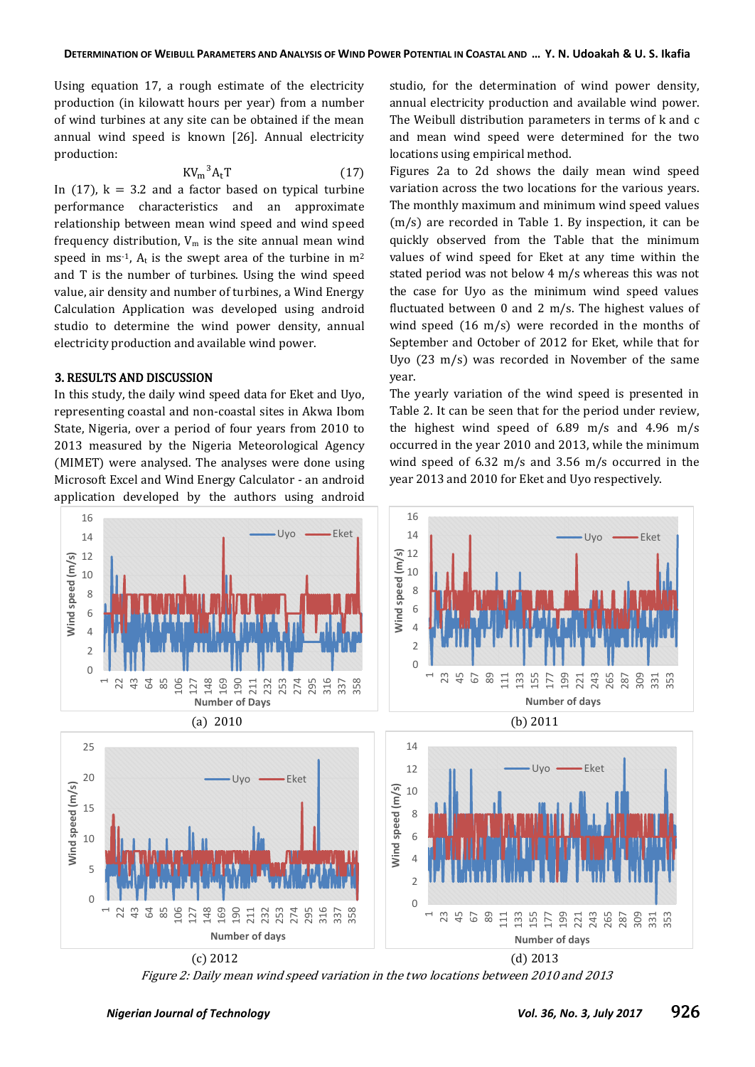Using equation 17, a rough estimate of the electricity production (in kilowatt hours per year) from a number of wind turbines at any site can be obtained if the mean annual wind speed is known [26]. Annual electricity production:

$$KV_m^{\,3}A_tT \qquad (17)$$

In (17), k = 3.2 and a factor based on typical turbine performance characteristics and an approximate relationship between mean wind speed and wind speed frequency distribution, $V_m$ is the site annual mean wind speed in $ms^{-1}$, $A_t$ is the swept area of the turbine in $m^2$ and T is the number of turbines. Using the wind speed value, air density and number of turbines, a Wind Energy Calculation Application was developed using android studio to determine the wind power density, annual electricity production and available wind power.

## 3. RESULTS AND DISCUSSION

In this study, the daily wind speed data for Eket and Uyo, representing coastal and non-coastal sites in Akwa Ibom State, Nigeria, over a period of four years from 2010 to 2013 measured by the Nigeria Meteorological Agency (MIMET) were analysed. The analyses were done using Microsoft Excel and Wind Energy Calculator - an android application developed by the authors using android studio, for the determination of wind power density, annual electricity production and available wind power. The Weibull distribution parameters in terms of k and c and mean wind speed were determined for the two locations using empirical method.

Figures 2a to 2d shows the daily mean wind speed variation across the two locations for the various years. The monthly maximum and minimum wind speed values (m/s) are recorded in Table 1. By inspection, it can be quickly observed from the Table that the minimum values of wind speed for Eket at any time within the stated period was not below 4 m/s whereas this was not the case for Uyo as the minimum wind speed values fluctuated between 0 and 2 m/s. The highest values of wind speed (16 m/s) were recorded in the months of September and October of 2012 for Eket, while that for Uyo (23 m/s) was recorded in November of the same year.

The yearly variation of the wind speed is presented in Table 2. It can be seen that for the period under review, the highest wind speed of 6.89 m/s and 4.96 m/s occurred in the year 2010 and 2013, while the minimum wind speed of 6.32 m/s and 3.56 m/s occurred in the year 2013 and 2010 for Eket and Uyo respectively.

(a) 2010

(b) 2011

(c) 2012

(d) 2013

*Figure 2: Daily mean wind speed variation in the two locations between 2010 and 2013*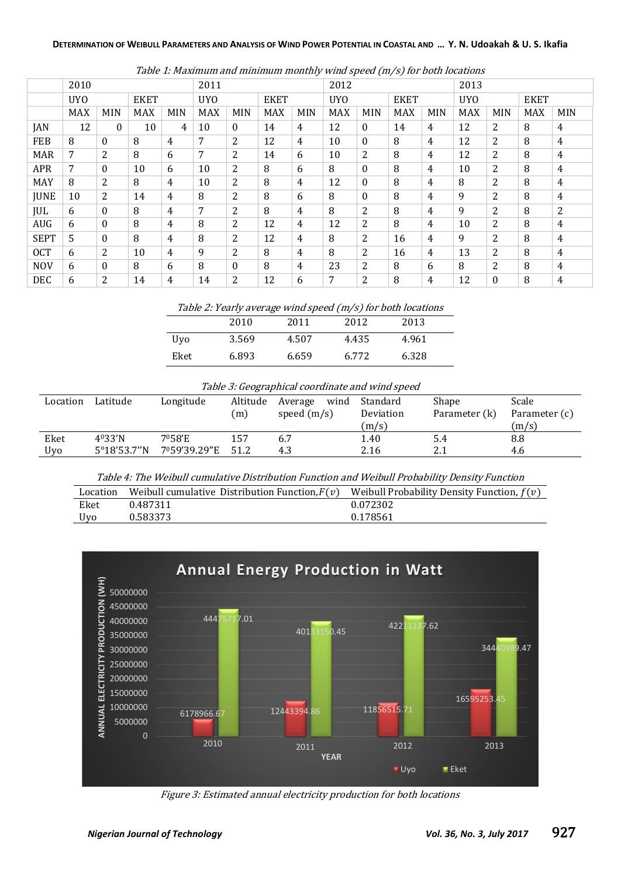*Table 1: Maximum and minimum monthly wind speed (m/s) for both locations*

| | 2010 | | | | 2011 | | | | 2012 | | | | 2013 | | | |
|---|---|---|---|---|---|---|---|---|---|---|---|---|---|---|---|---|
| | UYO | | EKET | | UYO | | EKET | | UYO | | EKET | | UYO | | EKET | |
| | MAX | MIN | MAX | MIN | MAX | MIN | MAX | MIN | MAX | MIN | MAX | MIN | MAX | MIN | MAX | MIN |
| JAN | 12 | 0 | 10 | 4 | 10 | 0 | 14 | 4 | 12 | 0 | 14 | 4 | 12 | 2 | 8 | 4 |
| FEB | 8 | 0 | 8 | 4 | 7 | 2 | 12 | 4 | 10 | 0 | 8 | 4 | 12 | 2 | 8 | 4 |
| MAR | 7 | 2 | 8 | 6 | 7 | 2 | 14 | 6 | 10 | 2 | 8 | 4 | 12 | 2 | 8 | 4 |
| APR | 7 | 0 | 10 | 6 | 10 | 2 | 8 | 6 | 8 | 0 | 8 | 4 | 10 | 2 | 8 | 4 |
| MAY | 8 | 2 | 8 | 4 | 10 | 2 | 8 | 4 | 12 | 0 | 8 | 4 | 8 | 2 | 8 | 4 |
| JUNE | 10 | 2 | 14 | 4 | 8 | 2 | 8 | 6 | 8 | 0 | 8 | 4 | 9 | 2 | 8 | 4 |
| JUL | 6 | 0 | 8 | 4 | 7 | 2 | 8 | 4 | 8 | 2 | 8 | 4 | 9 | 2 | 8 | 2 |
| AUG | 6 | 0 | 8 | 4 | 8 | 2 | 12 | 4 | 12 | 2 | 8 | 4 | 10 | 2 | 8 | 4 |
| SEPT | 5 | 0 | 8 | 4 | 8 | 2 | 12 | 4 | 8 | 2 | 16 | 4 | 9 | 2 | 8 | 4 |
| OCT | 6 | 2 | 10 | 4 | 9 | 2 | 8 | 4 | 8 | 2 | 16 | 4 | 13 | 2 | 8 | 4 |
| NOV | 6 | 0 | 8 | 6 | 8 | 0 | 8 | 4 | 23 | 2 | 8 | 6 | 8 | 2 | 8 | 4 |
| DEC | 6 | 2 | 14 | 4 | 14 | 2 | 12 | 6 | 7 | 2 | 8 | 4 | 12 | 0 | 8 | 4 |

*Table 2: Yearly average wind speed (m/s) for both locations*

| | 2010 | 2011 | 2012 | 2013 |
|---|---|---|---|---|
| Uyo | 3.569 | 4.507 | 4.435 | 4.961 |
| Eket | 6.893 | 6.659 | 6.772 | 6.328 |

*Table 3: Geographical coordinate and wind speed*

| Location | Latitude | Longitude | Altitude (m) | Average wind speed (m/s) | Standard Deviation (m/s) | Shape Parameter (k) | Scale Parameter (c) (m/s) |
|---|---|---|---|---|---|---|---|
| Eket | $4^0$33'N | $7^0$58'E | 157 | 6.7 | 1.40 | 5.4 | 8.8 |
| Uyo | 5°18'53.7''N | $7^0$59'39.29"E | 51.2 | 4.3 | 2.16 | 2.1 | 4.6 |

*Table 4: The Weibull cumulative Distribution Function and Weibull Probability Density Function*

| Location | Weibull cumulative Distribution Function, $F(v)$ | Weibull Probability Density Function, $f(v)$ |
|---|---|---|
| Eket | 0.487311 | 0.072302 |
| Uyo | 0.583373 | 0.178561 |

*Figure 3: Estimated annual electricity production for both locations*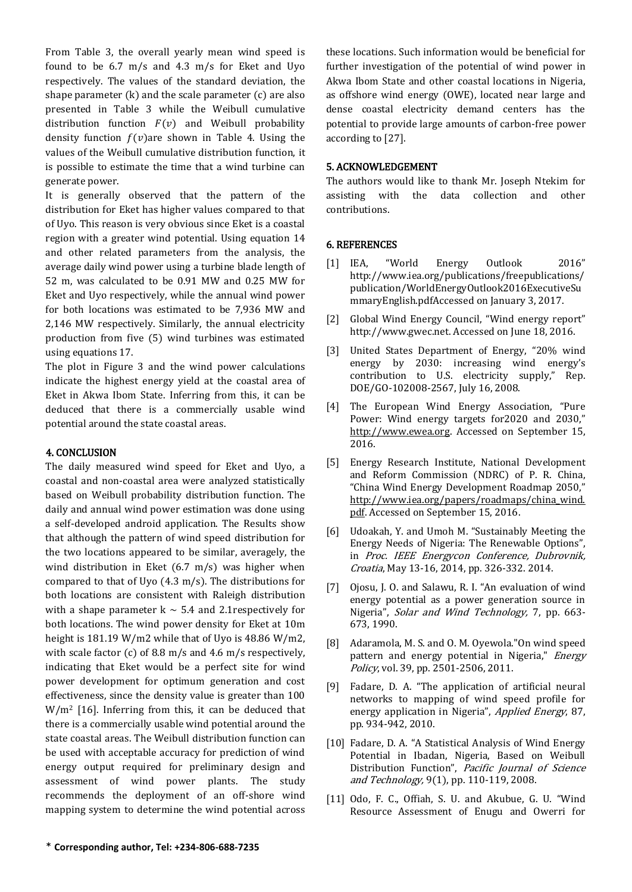From Table 3, the overall yearly mean wind speed is found to be 6.7 m/s and 4.3 m/s for Eket and Uyo respectively. The values of the standard deviation, the shape parameter (k) and the scale parameter (c) are also presented in Table 3 while the Weibull cumulative distribution function $F(v)$ and Weibull probability density function $f(v)$are shown in Table 4. Using the values of the Weibull cumulative distribution function, it is possible to estimate the time that a wind turbine can generate power.

It is generally observed that the pattern of the distribution for Eket has higher values compared to that of Uyo. This reason is very obvious since Eket is a coastal region with a greater wind potential. Using equation 14 and other related parameters from the analysis, the average daily wind power using a turbine blade length of 52 m, was calculated to be 0.91 MW and 0.25 MW for Eket and Uyo respectively, while the annual wind power for both locations was estimated to be 7,936 MW and 2,146 MW respectively. Similarly, the annual electricity production from five (5) wind turbines was estimated using equations 17.

The plot in Figure 3 and the wind power calculations indicate the highest energy yield at the coastal area of Eket in Akwa Ibom State. Inferring from this, it can be deduced that there is a commercially usable wind potential around the state coastal areas.

## 4. CONCLUSION

The daily measured wind speed for Eket and Uyo, a coastal and non-coastal area were analyzed statistically based on Weibull probability distribution function. The daily and annual wind power estimation was done using a self-developed android application. The Results show that although the pattern of wind speed distribution for the two locations appeared to be similar, averagely, the wind distribution in Eket (6.7 m/s) was higher when compared to that of Uyo (4.3 m/s). The distributions for both locations are consistent with Raleigh distribution with a shape parameter $k \sim 5.4$ and 2.1respectively for both locations. The wind power density for Eket at 10m height is 181.19 W/m2 while that of Uyo is 48.86 W/m2, with scale factor (c) of 8.8 m/s and 4.6 m/s respectively, indicating that Eket would be a perfect site for wind power development for optimum generation and cost effectiveness, since the density value is greater than 100 $W/m^2$ [16]. Inferring from this, it can be deduced that there is a commercially usable wind potential around the state coastal areas. The Weibull distribution function can be used with acceptable accuracy for prediction of wind energy output required for preliminary design and assessment of wind power plants. The study recommends the deployment of an off-shore wind mapping system to determine the wind potential across these locations. Such information would be beneficial for further investigation of the potential of wind power in Akwa Ibom State and other coastal locations in Nigeria, as offshore wind energy (OWE), located near large and dense coastal electricity demand centers has the potential to provide large amounts of carbon-free power according to [27].

## 5. ACKNOWLEDGEMENT

The authors would like to thank Mr. Joseph Ntekim for assisting with the data collection and other contributions.

## 6. REFERENCES

[1] IEA, "World Energy Outlook 2016" http://www.iea.org/publications/freepublications/publication/WorldEnergyOutlook2016ExecutiveSummaryEnglish.pdfAccessed on January 3, 2017.

[2] Global Wind Energy Council, "Wind energy report" http://www.gwec.net. Accessed on June 18, 2016.

[3] United States Department of Energy, "20% wind energy by 2030: increasing wind energy's contribution to U.S. electricity supply," Rep. DOE/GO-102008-2567, July 16, 2008.

[4] The European Wind Energy Association, "Pure Power: Wind energy targets for2020 and 2030," http://www.ewea.org. Accessed on September 15, 2016.

[5] Energy Research Institute, National Development and Reform Commission (NDRC) of P. R. China, "China Wind Energy Development Roadmap 2050," http://www.iea.org/papers/roadmaps/china_wind.pdf. Accessed on September 15, 2016.

[6] Udoakah, Y. and Umoh M. "Sustainably Meeting the Energy Needs of Nigeria: The Renewable Options", in *Proc. IEEE Energycon Conference, Dubrovnik, Croatia*, May 13-16, 2014, pp. 326-332. 2014.

[7] Ojosu, J. O. and Salawu, R. I. "An evaluation of wind energy potential as a power generation source in Nigeria", *Solar and Wind Technology,* 7, pp. 663-673, 1990.

[8] Adaramola, M. S. and O. M. Oyewola."On wind speed pattern and energy potential in Nigeria," *Energy Policy*, vol. 39, pp. 2501-2506, 2011.

[9] Fadare, D. A. "The application of artificial neural networks to mapping of wind speed profile for energy application in Nigeria", *Applied Energy*, 87, pp. 934-942, 2010.

[10] Fadare, D. A. "A Statistical Analysis of Wind Energy Potential in Ibadan, Nigeria, Based on Weibull Distribution Function", *Pacific Journal of Science and Technology,* 9(1), pp. 110-119, 2008.

[11] Odo, F. C., Offiah, S. U. and Akubue, G. U. "Wind Resource Assessment of Enugu and Owerri for

\* **Corresponding author, Tel: +234-806-688-7235**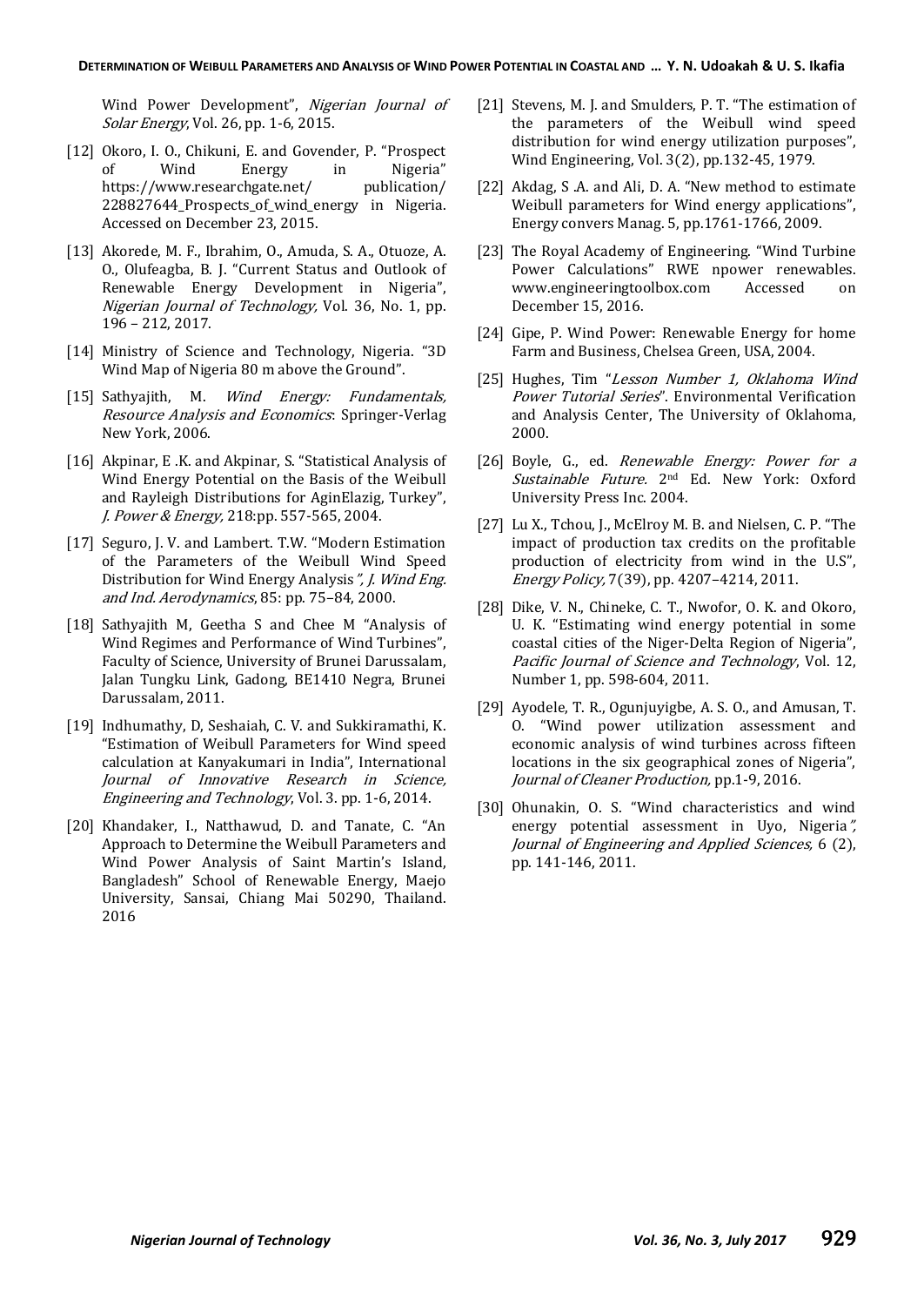Wind Power Development", *Nigerian Journal of Solar Energy*, Vol. 26, pp. 1-6, 2015.

[12] Okoro, I. O., Chikuni, E. and Govender, P. "Prospect of Wind Energy in Nigeria" https://www.researchgate.net/ publication/ 228827644_Prospects_of_wind_energy in Nigeria. Accessed on December 23, 2015.

[13] Akorede, M. F., Ibrahim, O., Amuda, S. A., Otuoze, A. O., Olufeagba, B. J. "Current Status and Outlook of Renewable Energy Development in Nigeria", *Nigerian Journal of Technology,* Vol. 36, No. 1, pp. 196 – 212, 2017.

[14] Ministry of Science and Technology, Nigeria. "3D Wind Map of Nigeria 80 m above the Ground".

[15] Sathyajith, M. *Wind Energy: Fundamentals, Resource Analysis and Economics*: Springer-Verlag New York, 2006.

[16] Akpinar, E .K. and Akpinar, S. "Statistical Analysis of Wind Energy Potential on the Basis of the Weibull and Rayleigh Distributions for AginElazig, Turkey", *J. Power & Energy,* 218:pp. 557-565, 2004.

[17] Seguro, J. V. and Lambert. T.W. "Modern Estimation of the Parameters of the Weibull Wind Speed Distribution for Wind Energy Analysis*", J. Wind Eng. and Ind. Aerodynamics*, 85: pp. 75–84, 2000.

[18] Sathyajith M, Geetha S and Chee M "Analysis of Wind Regimes and Performance of Wind Turbines", Faculty of Science, University of Brunei Darussalam, Jalan Tungku Link, Gadong, BE1410 Negra, Brunei Darussalam, 2011.

[19] Indhumathy, D, Seshaiah, C. V. and Sukkiramathi, K. "Estimation of Weibull Parameters for Wind speed calculation at Kanyakumari in India", International *Journal of Innovative Research in Science, Engineering and Technology*, Vol. 3. pp. 1-6, 2014.

[20] Khandaker, I., Natthawud, D. and Tanate, C. "An Approach to Determine the Weibull Parameters and Wind Power Analysis of Saint Martin's Island, Bangladesh" School of Renewable Energy, Maejo University, Sansai, Chiang Mai 50290, Thailand. 2016

[21] Stevens, M. J. and Smulders, P. T. "The estimation of the parameters of the Weibull wind speed distribution for wind energy utilization purposes", Wind Engineering, Vol. 3(2), pp.132-45, 1979.

[22] Akdag, S .A. and Ali, D. A. "New method to estimate Weibull parameters for Wind energy applications", Energy convers Manag. 5, pp.1761-1766, 2009.

[23] The Royal Academy of Engineering. "Wind Turbine Power Calculations" RWE npower renewables. www.engineeringtoolbox.com Accessed on December 15, 2016.

[24] Gipe, P. Wind Power: Renewable Energy for home Farm and Business, Chelsea Green, USA, 2004.

[25] Hughes, Tim "*Lesson Number 1, Oklahoma Wind Power Tutorial Series*". Environmental Verification and Analysis Center, The University of Oklahoma, 2000.

[26] Boyle, G., ed. *Renewable Energy: Power for a Sustainable Future*. 2nd Ed. New York: Oxford University Press Inc. 2004.

[27] Lu X., Tchou, J., McElroy M. B. and Nielsen, C. P. "The impact of production tax credits on the profitable production of electricity from wind in the U.S", *Energy Policy,* 7(39), pp. 4207–4214, 2011.

[28] Dike, V. N., Chineke, C. T., Nwofor, O. K. and Okoro, U. K. "Estimating wind energy potential in some coastal cities of the Niger-Delta Region of Nigeria", *Pacific Journal of Science and Technology*, Vol. 12, Number 1, pp. 598-604, 2011.

[29] Ayodele, T. R., Ogunjuyigbe, A. S. O., and Amusan, T. O. "Wind power utilization assessment and economic analysis of wind turbines across fifteen locations in the six geographical zones of Nigeria", *Journal of Cleaner Production,* pp.1-9, 2016.

[30] Ohunakin, O. S. "Wind characteristics and wind energy potential assessment in Uyo, Nigeria*", Journal of Engineering and Applied Sciences,* 6 (2), pp. 141-146, 2011.